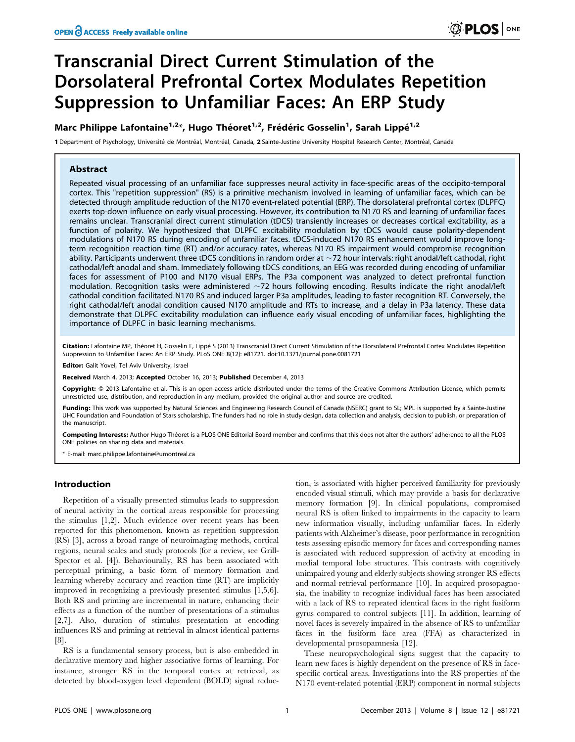# Transcranial Direct Current Stimulation of the Dorsolateral Prefrontal Cortex Modulates Repetition Suppression to Unfamiliar Faces: An ERP Study

**Marc Philippe Lafontaine[1,2]*, Hugo Théoret[1,2], Frédéric Gosselin[1], Sarah Lippé[1,2]**

1 Department of Psychology, Université de Montréal, Montréal, Canada, 2 Sainte-Justine University Hospital Research Center, Montréal, Canada

## Abstract

Repeated visual processing of an unfamiliar face suppresses neural activity in face-specific areas of the occipito-temporal cortex. This "repetition suppression" (RS) is a primitive mechanism involved in learning of unfamiliar faces, which can be detected through amplitude reduction of the N170 event-related potential (ERP). The dorsolateral prefrontal cortex (DLPFC) exerts top-down influence on early visual processing. However, its contribution to N170 RS and learning of unfamiliar faces remains unclear. Transcranial direct current stimulation (tDCS) transiently increases or decreases cortical excitability, as a function of polarity. We hypothesized that DLPFC excitability modulation by tDCS would cause polarity-dependent modulations of N170 RS during encoding of unfamiliar faces. tDCS-induced N170 RS enhancement would improve long-term recognition reaction time (RT) and/or accuracy rates, whereas N170 RS impairment would compromise recognition ability. Participants underwent three tDCS conditions in random order at ~72 hour intervals: right anodal/left cathodal, right cathodal/left anodal and sham. Immediately following tDCS conditions, an EEG was recorded during encoding of unfamiliar faces for assessment of P100 and N170 visual ERPs. The P3a component was analyzed to detect prefrontal function modulation. Recognition tasks were administered ~72 hours following encoding. Results indicate the right anodal/left cathodal condition facilitated N170 RS and induced larger P3a amplitudes, leading to faster recognition RT. Conversely, the right cathodal/left anodal condition caused N170 amplitude and RTs to increase, and a delay in P3a latency. These data demonstrate that DLPFC excitability modulation can influence early visual encoding of unfamiliar faces, highlighting the importance of DLPFC in basic learning mechanisms.

**Citation:** Lafontaine MP, Théoret H, Gosselin F, Lippé S (2013) Transcranial Direct Current Stimulation of the Dorsolateral Prefrontal Cortex Modulates Repetition Suppression to Unfamiliar Faces: An ERP Study. PLoS ONE 8(12): e81721. doi:10.1371/journal.pone.0081721

**Editor:** Galit Yovel, Tel Aviv University, Israel

**Received** March 4, 2013; **Accepted** October 16, 2013; **Published** December 4, 2013

**Copyright:** © 2013 Lafontaine et al. This is an open-access article distributed under the terms of the Creative Commons Attribution License, which permits unrestricted use, distribution, and reproduction in any medium, provided the original author and source are credited.

**Funding:** This work was supported by Natural Sciences and Engineering Research Council of Canada (NSERC) grant to SL; MPL is supported by a Sainte-Justine UHC Foundation and Foundation of Stars scholarship. The funders had no role in study design, data collection and analysis, decision to publish, or preparation of the manuscript.

**Competing Interests:** Author Hugo Théoret is a PLOS ONE Editorial Board member and confirms that this does not alter the authors' adherence to all the PLOS ONE policies on sharing data and materials.

* E-mail: marc.philippe.lafontaine@umontreal.ca

## Introduction

Repetition of a visually presented stimulus leads to suppression of neural activity in the cortical areas responsible for processing the stimulus [1,2]. Much evidence over recent years has been reported for this phenomenon, known as repetition suppression (RS) [3], across a broad range of neuroimaging methods, cortical regions, neural scales and study protocols (for a review, see Grill-Spector et al. [4]). Behaviourally, RS has been associated with perceptual priming, a basic form of memory formation and learning whereby accuracy and reaction time (RT) are implicitly improved in recognizing a previously presented stimulus [1,5,6]. Both RS and priming are incremental in nature, enhancing their effects as a function of the number of presentations of a stimulus [2,7]. Also, duration of stimulus presentation at encoding influences RS and priming at retrieval in almost identical patterns [8].

RS is a fundamental sensory process, but is also embedded in declarative memory and higher associative forms of learning. For instance, stronger RS in the temporal cortex at retrieval, as detected by blood-oxygen level dependent (BOLD) signal reduction, is associated with higher perceived familiarity for previously encoded visual stimuli, which may provide a basis for declarative memory formation [9]. In clinical populations, compromised neural RS is often linked to impairments in the capacity to learn new information visually, including unfamiliar faces. In elderly patients with Alzheimer's disease, poor performance in recognition tests assessing episodic memory for faces and corresponding names is associated with reduced suppression of activity at encoding in medial temporal lobe structures. This contrasts with cognitively unimpaired young and elderly subjects showing stronger RS effects and normal retrieval performance [10]. In acquired prosopagnosia, the inability to recognize individual faces has been associated with a lack of RS to repeated identical faces in the right fusiform gyrus compared to control subjects [11]. In addition, learning of novel faces is severely impaired in the absence of RS to unfamiliar faces in the fusiform face area (FFA) as characterized in developmental prosopamnesia [12].

These neuropsychological signs suggest that the capacity to learn new faces is highly dependent on the presence of RS in face-specific cortical areas. Investigations into the RS properties of the N170 event-related potential (ERP) component in normal subjects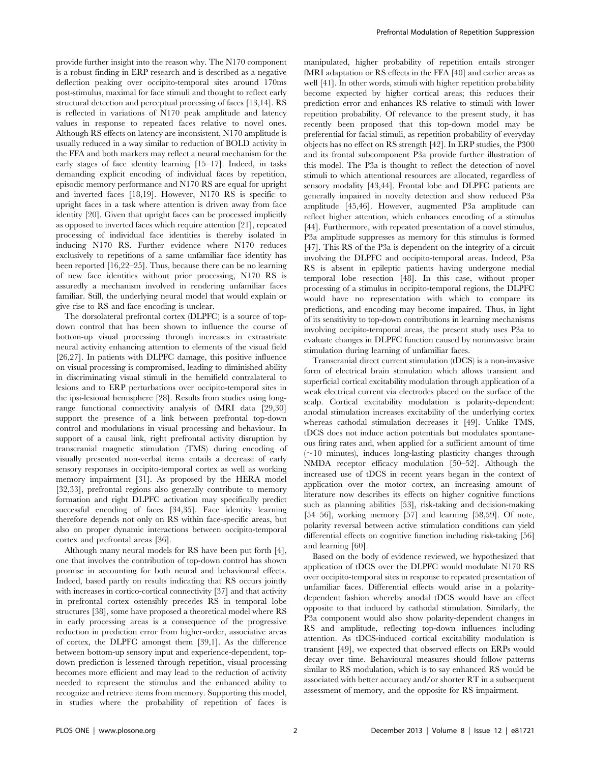provide further insight into the reason why. The N170 component is a robust finding in ERP research and is described as a negative deflection peaking over occipito-temporal sites around 170ms post-stimulus, maximal for face stimuli and thought to reflect early structural detection and perceptual processing of faces [13,14]. RS is reflected in variations of N170 peak amplitude and latency values in response to repeated faces relative to novel ones. Although RS effects on latency are inconsistent, N170 amplitude is usually reduced in a way similar to reduction of BOLD activity in the FFA and both markers may reflect a neural mechanism for the early stages of face identity learning [15–17]. Indeed, in tasks demanding explicit encoding of individual faces by repetition, episodic memory performance and N170 RS are equal for upright and inverted faces [18,19]. However, N170 RS is specific to upright faces in a task where attention is driven away from face identity [20]. Given that upright faces can be processed implicitly as opposed to inverted faces which require attention [21], repeated processing of individual face identities is thereby isolated in inducing N170 RS. Further evidence where N170 reduces exclusively to repetitions of a same unfamiliar face identity has been reported [16,22–25]. Thus, because there can be no learning of new face identities without prior processing, N170 RS is assuredly a mechanism involved in rendering unfamiliar faces familiar. Still, the underlying neural model that would explain or give rise to RS and face encoding is unclear.

The dorsolateral prefrontal cortex (DLPFC) is a source of top-down control that has been shown to influence the course of bottom-up visual processing through increases in extrastriate neural activity enhancing attention to elements of the visual field [26,27]. In patients with DLPFC damage, this positive influence on visual processing is compromised, leading to diminished ability in discriminating visual stimuli in the hemifield contralateral to lesions and to ERP perturbations over occipito-temporal sites in the ipsi-lesional hemisphere [28]. Results from studies using long-range functional connectivity analysis of fMRI data [29,30] support the presence of a link between prefrontal top-down control and modulations in visual processing and behaviour. In support of a causal link, right prefrontal activity disruption by transcranial magnetic stimulation (TMS) during encoding of visually presented non-verbal items entails a decrease of early sensory responses in occipito-temporal cortex as well as working memory impairment [31]. As proposed by the HERA model [32,33], prefrontal regions also generally contribute to memory formation and right DLPFC activation may specifically predict successful encoding of faces [34,35]. Face identity learning therefore depends not only on RS within face-specific areas, but also on proper dynamic interactions between occipito-temporal cortex and prefrontal areas [36].

Although many neural models for RS have been put forth [4], one that involves the contribution of top-down control has shown promise in accounting for both neural and behavioural effects. Indeed, based partly on results indicating that RS occurs jointly with increases in cortico-cortical connectivity [37] and that activity in prefrontal cortex ostensibly precedes RS in temporal lobe structures [38], some have proposed a theoretical model where RS in early processing areas is a consequence of the progressive reduction in prediction error from higher-order, associative areas of cortex, the DLPFC amongst them [39,1]. As the difference between bottom-up sensory input and experience-dependent, top-down prediction is lessened through repetition, visual processing becomes more efficient and may lead to the reduction of activity needed to represent the stimulus and the enhanced ability to recognize and retrieve items from memory. Supporting this model, in studies where the probability of repetition of faces is manipulated, higher probability of repetition entails stronger fMRI adaptation or RS effects in the FFA [40] and earlier areas as well [41]. In other words, stimuli with higher repetition probability become expected by higher cortical areas; this reduces their prediction error and enhances RS relative to stimuli with lower repetition probability. Of relevance to the present study, it has recently been proposed that this top-down model may be preferential for facial stimuli, as repetition probability of everyday objects has no effect on RS strength [42]. In ERP studies, the P300 and its frontal subcomponent P3a provide further illustration of this model. The P3a is thought to reflect the detection of novel stimuli to which attentional resources are allocated, regardless of sensory modality [43,44]. Frontal lobe and DLPFC patients are generally impaired in novelty detection and show reduced P3a amplitude [45,46]. However, augmented P3a amplitude can reflect higher attention, which enhances encoding of a stimulus [44]. Furthermore, with repeated presentation of a novel stimulus, P3a amplitude suppresses as memory for this stimulus is formed [47]. This RS of the P3a is dependent on the integrity of a circuit involving the DLPFC and occipito-temporal areas. Indeed, P3a RS is absent in epileptic patients having undergone medial temporal lobe resection [48]. In this case, without proper processing of a stimulus in occipito-temporal regions, the DLPFC would have no representation with which to compare its predictions, and encoding may become impaired. Thus, in light of its sensitivity to top-down contributions in learning mechanisms involving occipito-temporal areas, the present study uses P3a to evaluate changes in DLPFC function caused by noninvasive brain stimulation during learning of unfamiliar faces.

Transcranial direct current stimulation (tDCS) is a non-invasive form of electrical brain stimulation which allows transient and superficial cortical excitability modulation through application of a weak electrical current via electrodes placed on the surface of the scalp. Cortical excitability modulation is polarity-dependent: anodal stimulation increases excitability of the underlying cortex whereas cathodal stimulation decreases it [49]. Unlike TMS, tDCS does not induce action potentials but modulates spontaneous firing rates and, when applied for a sufficient amount of time (~10 minutes), induces long-lasting plasticity changes through NMDA receptor efficacy modulation [50–52]. Although the increased use of tDCS in recent years began in the context of application over the motor cortex, an increasing amount of literature now describes its effects on higher cognitive functions such as planning abilities [53], risk-taking and decision-making [54–56], working memory [57] and learning [58,59]. Of note, polarity reversal between active stimulation conditions can yield differential effects on cognitive function including risk-taking [56] and learning [60].

Based on the body of evidence reviewed, we hypothesized that application of tDCS over the DLPFC would modulate N170 RS over occipito-temporal sites in response to repeated presentation of unfamiliar faces. Differential effects would arise in a polarity-dependent fashion whereby anodal tDCS would have an effect opposite to that induced by cathodal stimulation. Similarly, the P3a component would also show polarity-dependent changes in RS and amplitude, reflecting top-down influences including attention. As tDCS-induced cortical excitability modulation is transient [49], we expected that observed effects on ERPs would decay over time. Behavioural measures should follow patterns similar to RS modulation, which is to say enhanced RS would be associated with better accuracy and/or shorter RT in a subsequent assessment of memory, and the opposite for RS impairment.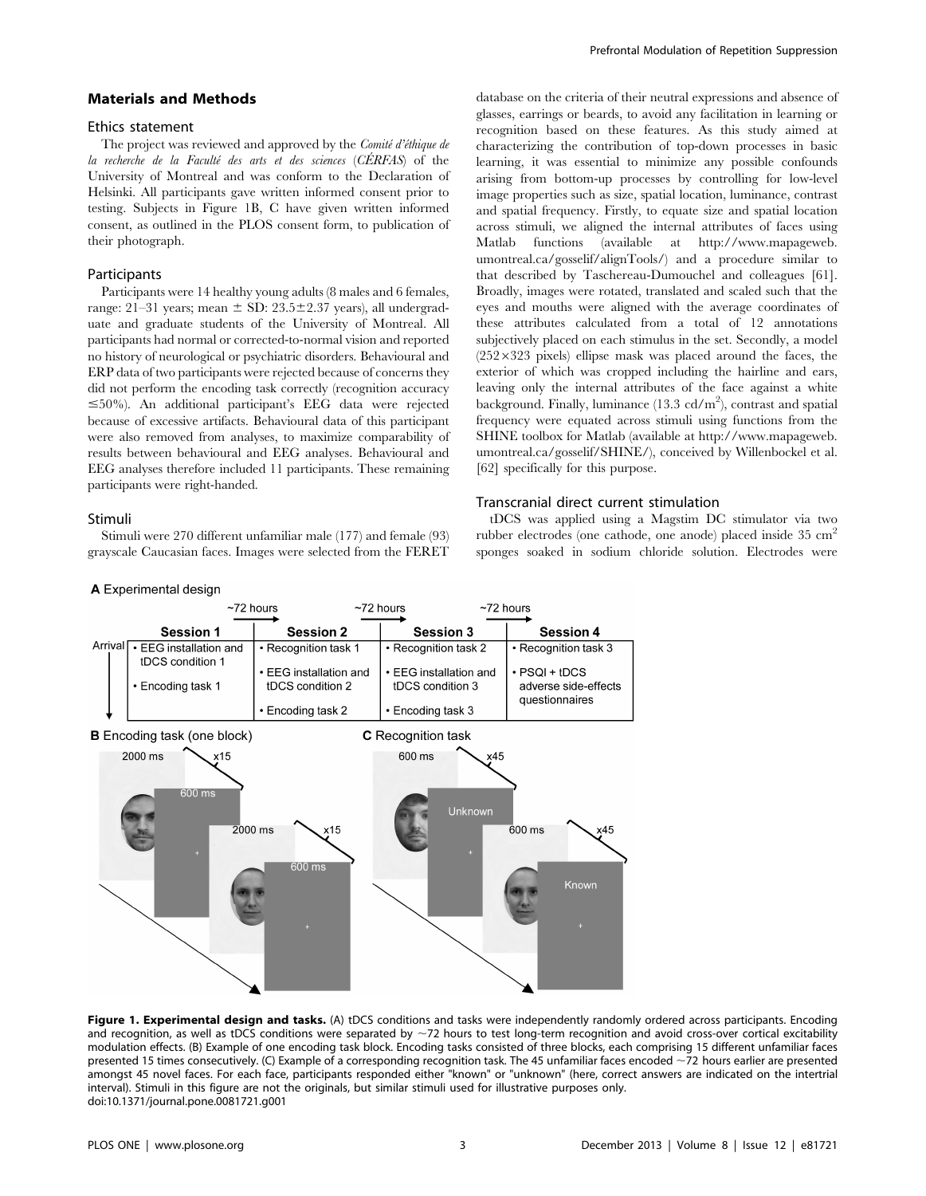## Materials and Methods

### Ethics statement

The project was reviewed and approved by the *Comité d'éthique de la recherche de la Faculté des arts et des sciences* (*CÉRFAS*) of the University of Montreal and was conform to the Declaration of Helsinki. All participants gave written informed consent prior to testing. Subjects in Figure 1B, C have given written informed consent, as outlined in the PLOS consent form, to publication of their photograph.

### Participants

Participants were 14 healthy young adults (8 males and 6 females, range: 21–31 years; mean ± SD: 23.5±2.37 years), all undergraduate and graduate students of the University of Montreal. All participants had normal or corrected-to-normal vision and reported no history of neurological or psychiatric disorders. Behavioural and ERP data of two participants were rejected because of concerns they did not perform the encoding task correctly (recognition accuracy ≤50%). An additional participant's EEG data were rejected because of excessive artifacts. Behavioural data of this participant were also removed from analyses, to maximize comparability of results between behavioural and EEG analyses. Behavioural and EEG analyses therefore included 11 participants. These remaining participants were right-handed.

### Stimuli

Stimuli were 270 different unfamiliar male (177) and female (93) grayscale Caucasian faces. Images were selected from the FERET database on the criteria of their neutral expressions and absence of glasses, earrings or beards, to avoid any facilitation in learning or recognition based on these features. As this study aimed at characterizing the contribution of top-down processes in basic learning, it was essential to minimize any possible confounds arising from bottom-up processes by controlling for low-level image properties such as size, spatial location, luminance, contrast and spatial frequency. Firstly, to equate size and spatial location across stimuli, we aligned the internal attributes of faces using Matlab functions (available at http://www.mapageweb.umontreal.ca/gosselif/alignTools/) and a procedure similar to that described by Taschereau-Dumouchel and colleagues [61]. Broadly, images were rotated, translated and scaled such that the eyes and mouths were aligned with the average coordinates of these attributes calculated from a total of 12 annotations subjectively placed on each stimulus in the set. Secondly, a model (252×323 pixels) ellipse mask was placed around the faces, the exterior of which was cropped including the hairline and ears, leaving only the internal attributes of the face against a white background. Finally, luminance (13.3 cd/m$^2$), contrast and spatial frequency were equated across stimuli using functions from the SHINE toolbox for Matlab (available at http://www.mapageweb.umontreal.ca/gosselif/SHINE/), conceived by Willenbockel et al. [62] specifically for this purpose.

### Transcranial direct current stimulation

tDCS was applied using a Magstim DC stimulator via two rubber electrodes (one cathode, one anode) placed inside 35 cm$^2$ sponges soaked in sodium chloride solution. Electrodes were

**A** Experimental design

| | Session 1 | Session 2 | Session 3 | Session 4 |
|---|---|---|---|---|
| Arrival | • EEG installation and tDCS condition 1 | • Recognition task 1 | • Recognition task 2 | • Recognition task 3 |
| | • Encoding task 1 | • EEG installation and tDCS condition 2 | • EEG installation and tDCS condition 3 | • PSQI + tDCS adverse side-effects questionnaires |
| | | • Encoding task 2 | • Encoding task 3 | |

(~72 hours between consecutive sessions)

**B** Encoding task (one block)

**C** Recognition task

**Figure 1. Experimental design and tasks.** (A) tDCS conditions and tasks were independently randomly ordered across participants. Encoding and recognition, as well as tDCS conditions were separated by ~72 hours to test long-term recognition and avoid cross-over cortical excitability modulation effects. (B) Example of one encoding task block. Encoding tasks consisted of three blocks, each comprising 15 different unfamiliar faces presented 15 times consecutively. (C) Example of a corresponding recognition task. The 45 unfamiliar faces encoded ~72 hours earlier are presented amongst 45 novel faces. For each face, participants responded either "known" or "unknown" (here, correct answers are indicated on the intertrial interval). Stimuli in this figure are not the originals, but similar stimuli used for illustrative purposes only.
doi:10.1371/journal.pone.0081721.g001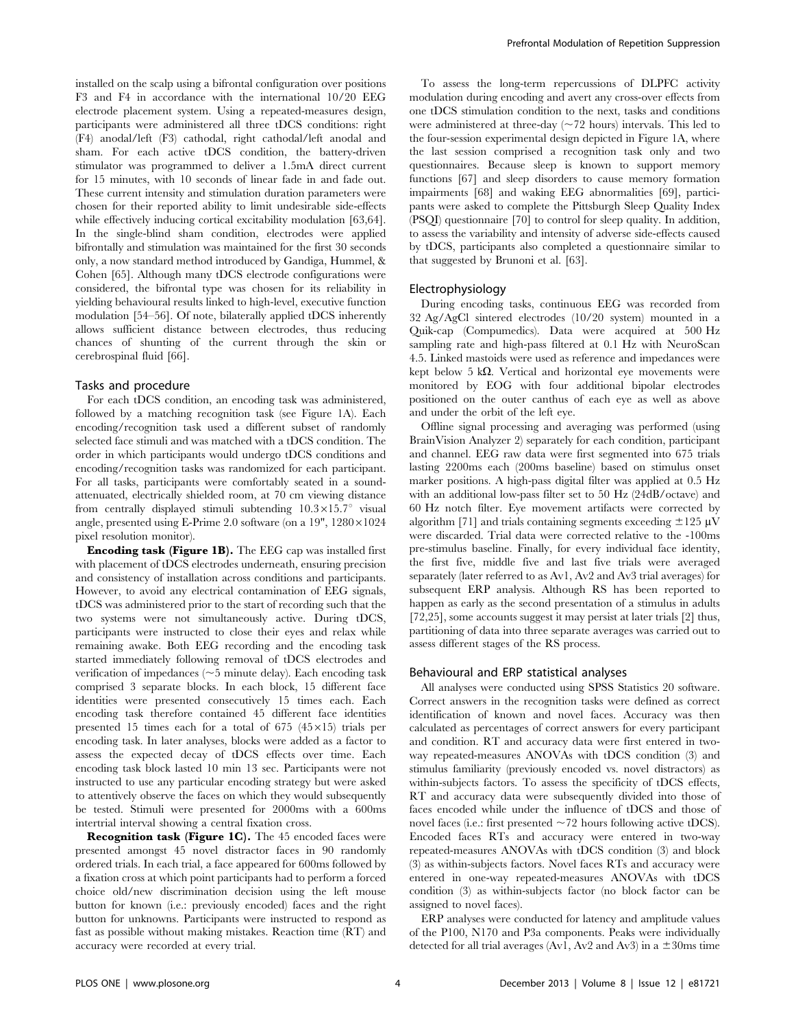installed on the scalp using a bifrontal configuration over positions F3 and F4 in accordance with the international 10/20 EEG electrode placement system. Using a repeated-measures design, participants were administered all three tDCS conditions: right (F4) anodal/left (F3) cathodal, right cathodal/left anodal and sham. For each active tDCS condition, the battery-driven stimulator was programmed to deliver a 1.5mA direct current for 15 minutes, with 10 seconds of linear fade in and fade out. These current intensity and stimulation duration parameters were chosen for their reported ability to limit undesirable side-effects while effectively inducing cortical excitability modulation [63,64]. In the single-blind sham condition, electrodes were applied bifrontally and stimulation was maintained for the first 30 seconds only, a now standard method introduced by Gandiga, Hummel, & Cohen [65]. Although many tDCS electrode configurations were considered, the bifrontal type was chosen for its reliability in yielding behavioural results linked to high-level, executive function modulation [54–56]. Of note, bilaterally applied tDCS inherently allows sufficient distance between electrodes, thus reducing chances of shunting of the current through the skin or cerebrospinal fluid [66].

### Tasks and procedure

For each tDCS condition, an encoding task was administered, followed by a matching recognition task (see Figure 1A). Each encoding/recognition task used a different subset of randomly selected face stimuli and was matched with a tDCS condition. The order in which participants would undergo tDCS conditions and encoding/recognition tasks was randomized for each participant. For all tasks, participants were comfortably seated in a sound-attenuated, electrically shielded room, at 70 cm viewing distance from centrally displayed stimuli subtending $10.3\times15.7^\circ$ visual angle, presented using E-Prime 2.0 software (on a 19", $1280\times1024$ pixel resolution monitor).

**Encoding task (Figure 1B).** The EEG cap was installed first with placement of tDCS electrodes underneath, ensuring precision and consistency of installation across conditions and participants. However, to avoid any electrical contamination of EEG signals, tDCS was administered prior to the start of recording such that the two systems were not simultaneously active. During tDCS, participants were instructed to close their eyes and relax while remaining awake. Both EEG recording and the encoding task started immediately following removal of tDCS electrodes and verification of impedances (~5 minute delay). Each encoding task comprised 3 separate blocks. In each block, 15 different face identities were presented consecutively 15 times each. Each encoding task therefore contained 45 different face identities presented 15 times each for a total of 675 ($45\times15$) trials per encoding task. In later analyses, blocks were added as a factor to assess the expected decay of tDCS effects over time. Each encoding task block lasted 10 min 13 sec. Participants were not instructed to use any particular encoding strategy but were asked to attentively observe the faces on which they would subsequently be tested. Stimuli were presented for 2000ms with a 600ms intertrial interval showing a central fixation cross.

**Recognition task (Figure 1C).** The 45 encoded faces were presented amongst 45 novel distractor faces in 90 randomly ordered trials. In each trial, a face appeared for 600ms followed by a fixation cross at which point participants had to perform a forced choice old/new discrimination decision using the left mouse button for known (i.e.: previously encoded) faces and the right button for unknowns. Participants were instructed to respond as fast as possible without making mistakes. Reaction time (RT) and accuracy were recorded at every trial.

To assess the long-term repercussions of DLPFC activity modulation during encoding and avert any cross-over effects from one tDCS stimulation condition to the next, tasks and conditions were administered at three-day (~72 hours) intervals. This led to the four-session experimental design depicted in Figure 1A, where the last session comprised a recognition task only and two questionnaires. Because sleep is known to support memory functions [67] and sleep disorders to cause memory formation impairments [68] and waking EEG abnormalities [69], participants were asked to complete the Pittsburgh Sleep Quality Index (PSQI) questionnaire [70] to control for sleep quality. In addition, to assess the variability and intensity of adverse side-effects caused by tDCS, participants also completed a questionnaire similar to that suggested by Brunoni et al. [63].

### Electrophysiology

During encoding tasks, continuous EEG was recorded from 32 Ag/AgCl sintered electrodes (10/20 system) mounted in a Quik-cap (Compumedics). Data were acquired at 500 Hz sampling rate and high-pass filtered at 0.1 Hz with NeuroScan 4.5. Linked mastoids were used as reference and impedances were kept below 5 kΩ. Vertical and horizontal eye movements were monitored by EOG with four additional bipolar electrodes positioned on the outer canthus of each eye as well as above and under the orbit of the left eye.

Offline signal processing and averaging was performed (using BrainVision Analyzer 2) separately for each condition, participant and channel. EEG raw data were first segmented into 675 trials lasting 2200ms each (200ms baseline) based on stimulus onset marker positions. A high-pass digital filter was applied at 0.5 Hz with an additional low-pass filter set to 50 Hz (24dB/octave) and 60 Hz notch filter. Eye movement artifacts were corrected by algorithm [71] and trials containing segments exceeding $\pm125$ µV were discarded. Trial data were corrected relative to the -100ms pre-stimulus baseline. Finally, for every individual face identity, the first five, middle five and last five trials were averaged separately (later referred to as Av1, Av2 and Av3 trial averages) for subsequent ERP analysis. Although RS has been reported to happen as early as the second presentation of a stimulus in adults [72,25], some accounts suggest it may persist at later trials [2] thus, partitioning of data into three separate averages was carried out to assess different stages of the RS process.

### Behavioural and ERP statistical analyses

All analyses were conducted using SPSS Statistics 20 software. Correct answers in the recognition tasks were defined as correct identification of known and novel faces. Accuracy was then calculated as percentages of correct answers for every participant and condition. RT and accuracy data were first entered in two-way repeated-measures ANOVAs with tDCS condition (3) and stimulus familiarity (previously encoded vs. novel distractors) as within-subjects factors. To assess the specificity of tDCS effects, RT and accuracy data were subsequently divided into those of faces encoded while under the influence of tDCS and those of novel faces (i.e.: first presented ~72 hours following active tDCS). Encoded faces RTs and accuracy were entered in two-way repeated-measures ANOVAs with tDCS condition (3) and block (3) as within-subjects factors. Novel faces RTs and accuracy were entered in one-way repeated-measures ANOVAs with tDCS condition (3) as within-subjects factor (no block factor can be assigned to novel faces).

ERP analyses were conducted for latency and amplitude values of the P100, N170 and P3a components. Peaks were individually detected for all trial averages (Av1, Av2 and Av3) in a $\pm30$ms time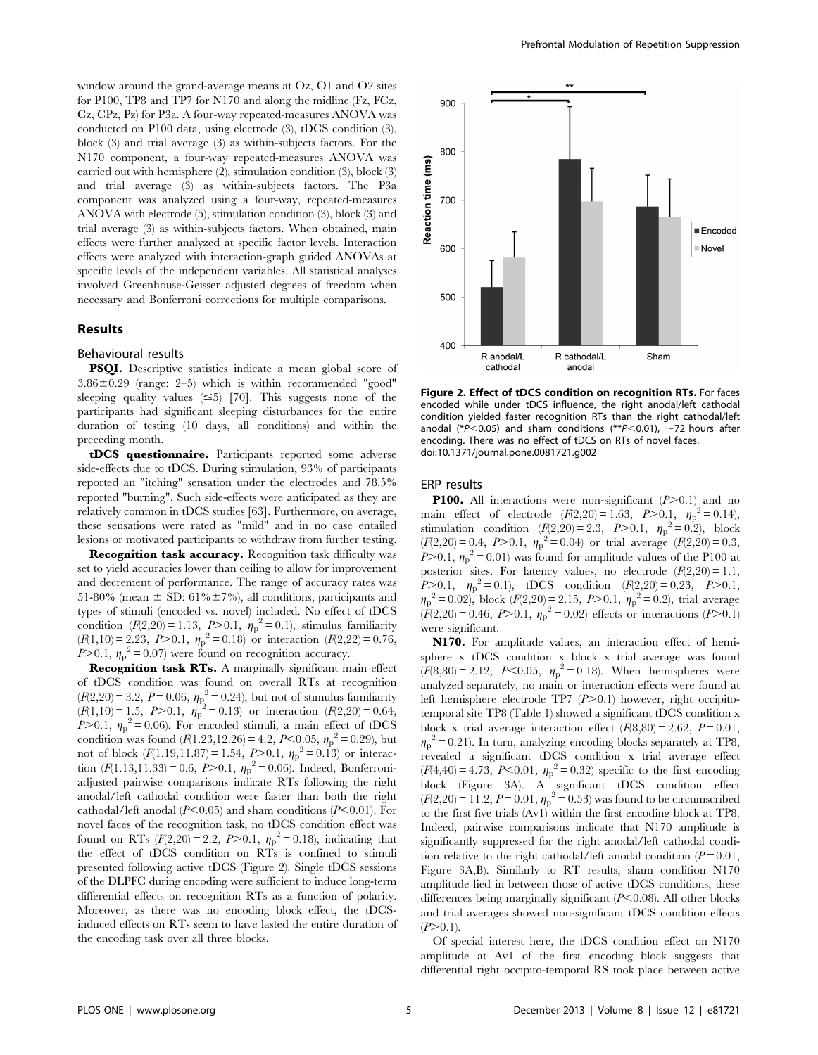window around the grand-average means at Oz, O1 and O2 sites for P100, TP8 and TP7 for N170 and along the midline (Fz, FCz, Cz, CPz, Pz) for P3a. A four-way repeated-measures ANOVA was conducted on P100 data, using electrode (3), tDCS condition (3), block (3) and trial average (3) as within-subjects factors. For the N170 component, a four-way repeated-measures ANOVA was carried out with hemisphere (2), stimulation condition (3), block (3) and trial average (3) as within-subjects factors. The P3a component was analyzed using a four-way, repeated-measures ANOVA with electrode (5), stimulation condition (3), block (3) and trial average (3) as within-subjects factors. When obtained, main effects were further analyzed at specific factor levels. Interaction effects were analyzed with interaction-graph guided ANOVAs at specific levels of the independent variables. All statistical analyses involved Greenhouse-Geisser adjusted degrees of freedom when necessary and Bonferroni corrections for multiple comparisons.

## Results

### Behavioural results

**PSQI.** Descriptive statistics indicate a mean global score of $3.86 \pm 0.29$ (range: 2–5) which is within recommended "good" sleeping quality values ($\leq 5$) [70]. This suggests none of the participants had significant sleeping disturbances for the entire duration of testing (10 days, all conditions) and within the preceding month.

**tDCS questionnaire.** Participants reported some adverse side-effects due to tDCS. During stimulation, 93% of participants reported an "itching" sensation under the electrodes and 78.5% reported "burning". Such side-effects were anticipated as they are relatively common in tDCS studies [63]. Furthermore, on average, these sensations were rated as "mild" and in no case entailed lesions or motivated participants to withdraw from further testing.

**Recognition task accuracy.** Recognition task difficulty was set to yield accuracies lower than ceiling to allow for improvement and decrement of performance. The range of accuracy rates was 51-80% (mean ± SD: 61%±7%), all conditions, participants and types of stimuli (encoded vs. novel) included. No effect of tDCS condition ($F(2,20) = 1.13$, $P > 0.1$, $\eta_p^2 = 0.1$), stimulus familiarity ($F(1,10) = 2.23$, $P > 0.1$, $\eta_p^2 = 0.18$) or interaction ($F(2,22) = 0.76$, $P > 0.1$, $\eta_p^2 = 0.07$) were found on recognition accuracy.

**Recognition task RTs.** A marginally significant main effect of tDCS condition was found on overall RTs at recognition ($F(2,20) = 3.2$, $P = 0.06$, $\eta_p^2 = 0.24$), but not of stimulus familiarity ($F(1,10) = 1.5$, $P > 0.1$, $\eta_p^2 = 0.13$) or interaction ($F(2,20) = 0.64$, $P > 0.1$, $\eta_p^2 = 0.06$). For encoded stimuli, a main effect of tDCS condition was found ($F(1.23,12.26) = 4.2$, $P < 0.05$, $\eta_p^2 = 0.29$), but not of block ($F(1.19,11.87) = 1.54$, $P > 0.1$, $\eta_p^2 = 0.13$) or interaction ($F(1.13,11.33) = 0.6$, $P > 0.1$, $\eta_p^2 = 0.06$). Indeed, Bonferroni-adjusted pairwise comparisons indicate RTs following the right anodal/left cathodal condition were faster than both the right cathodal/left anodal ($P < 0.05$) and sham conditions ($P < 0.01$). For novel faces of the recognition task, no tDCS condition effect was found on RTs ($F(2,20) = 2.2$, $P > 0.1$, $\eta_p^2 = 0.18$), indicating that the effect of tDCS condition on RTs is confined to stimuli presented following active tDCS (Figure 2). Single tDCS sessions of the DLPFC during encoding were sufficient to induce long-term differential effects on recognition RTs as a function of polarity. Moreover, as there was no encoding block effect, the tDCS-induced effects on RTs seem to have lasted the entire duration of the encoding task over all three blocks.

**Figure 2. Effect of tDCS condition on recognition RTs.** For faces encoded while under tDCS influence, the right anodal/left cathodal condition yielded faster recognition RTs than the right cathodal/left anodal (\*$P < 0.05$) and sham conditions (\*\*$P < 0.01$), ~72 hours after encoding. There was no effect of tDCS on RTs of novel faces.
doi:10.1371/journal.pone.0081721.g002

### ERP results

**P100.** All interactions were non-significant ($P > 0.1$) and no main effect of electrode ($F(2,20) = 1.63$, $P > 0.1$, $\eta_p^2 = 0.14$), stimulation condition ($F(2,20) = 2.3$, $P > 0.1$, $\eta_p^2 = 0.2$), block ($F(2,20) = 0.4$, $P > 0.1$, $\eta_p^2 = 0.04$) or trial average ($F(2,20) = 0.3$, $P > 0.1$, $\eta_p^2 = 0.01$) was found for amplitude values of the P100 at posterior sites. For latency values, no electrode ($F(2,20) = 1.1$, $P > 0.1$, $\eta_p^2 = 0.1$), tDCS condition ($F(2,20) = 0.23$, $P > 0.1$, $\eta_p^2 = 0.02$), block ($F(2,20) = 2.15$, $P > 0.1$, $\eta_p^2 = 0.2$), trial average ($F(2,20) = 0.46$, $P > 0.1$, $\eta_p^2 = 0.02$) effects or interactions ($P > 0.1$) were significant.

**N170.** For amplitude values, an interaction effect of hemisphere x tDCS condition x block x trial average was found ($F(8,80) = 2.12$, $P < 0.05$, $\eta_p^2 = 0.18$). When hemispheres were analyzed separately, no main or interaction effects were found at left hemisphere electrode TP7 ($P > 0.1$) however, right occipito-temporal site TP8 (Table 1) showed a significant tDCS condition x block x trial average interaction effect ($F(8,80) = 2.62$, $P = 0.01$, $\eta_p^2 = 0.21$). In turn, analyzing encoding blocks separately at TP8, revealed a significant tDCS condition x trial average effect ($F(4,40) = 4.73$, $P < 0.01$, $\eta_p^2 = 0.32$) specific to the first encoding block (Figure 3A). A significant tDCS condition effect ($F(2,20) = 11.2$, $P = 0.01$, $\eta_p^2 = 0.53$) was found to be circumscribed to the first five trials (Av1) within the first encoding block at TP8. Indeed, pairwise comparisons indicate that N170 amplitude is significantly suppressed for the right anodal/left cathodal condition relative to the right cathodal/left anodal condition ($P = 0.01$, Figure 3A,B). Similarly to RT results, sham condition N170 amplitude lied in between those of active tDCS conditions, these differences being marginally significant ($P < 0.08$). All other blocks and trial averages showed non-significant tDCS condition effects ($P > 0.1$).

Of special interest here, the tDCS condition effect on N170 amplitude at Av1 of the first encoding block suggests that differential right occipito-temporal RS took place between active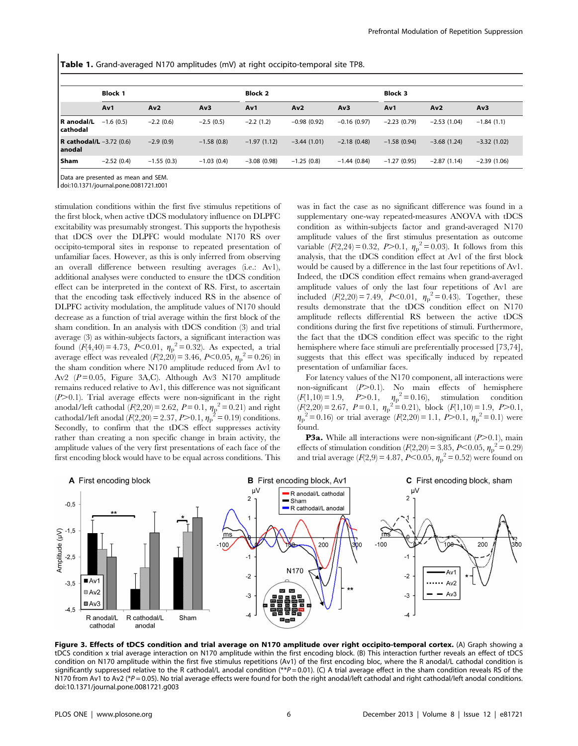**Table 1.** Grand-averaged N170 amplitudes (mV) at right occipito-temporal site TP8.

| | Block 1 | | | Block 2 | | | Block 3 | | |
|---|---|---|---|---|---|---|---|---|---|
| | Av1 | Av2 | Av3 | Av1 | Av2 | Av3 | Av1 | Av2 | Av3 |
| R anodal/L cathodal | −1.6 (0.5) | −2.2 (0.6) | −2.5 (0.5) | −2.2 (1.2) | −0.98 (0.92) | −0.16 (0.97) | −2.23 (0.79) | −2.53 (1.04) | −1.84 (1.1) |
| R cathodal/L anodal | −3.72 (0.6) | −2.9 (0.9) | −1.58 (0.8) | −1.97 (1.12) | −3.44 (1.01) | −2.18 (0.48) | −1.58 (0.94) | −3.68 (1.24) | −3.32 (1.02) |
| Sham | −2.52 (0.4) | −1.55 (0.3) | −1.03 (0.4) | −3.08 (0.98) | −1.25 (0.8) | −1.44 (0.84) | −1.27 (0.95) | −2.87 (1.14) | −2.39 (1.06) |

Data are presented as mean and SEM.
doi:10.1371/journal.pone.0081721.t001

stimulation conditions within the first five stimulus repetitions of the first block, when active tDCS modulatory influence on DLPFC excitability was presumably strongest. This supports the hypothesis that tDCS over the DLPFC would modulate N170 RS over occipito-temporal sites in response to repeated presentation of unfamiliar faces. However, as this is only inferred from observing an overall difference between resulting averages (i.e.: Av1), additional analyses were conducted to ensure the tDCS condition effect can be interpreted in the context of RS. First, to ascertain that the encoding task effectively induced RS in the absence of DLPFC activity modulation, the amplitude values of N170 should decrease as a function of trial average within the first block of the sham condition. In an analysis with tDCS condition (3) and trial average (3) as within-subjects factors, a significant interaction was found ($F(4,40) = 4.73$, $P<0.01$, $\eta_p^2 = 0.32$). As expected, a trial average effect was revealed ($F(2,20) = 3.46$, $P<0.05$, $\eta_p^2 = 0.26$) in the sham condition where N170 amplitude reduced from Av1 to Av2 ($P = 0.05$, Figure 3A,C). Although Av3 N170 amplitude remains reduced relative to Av1, this difference was not significant ($P>0.1$). Trial average effects were non-significant in the right anodal/left cathodal ($F(2,20) = 2.62$, $P = 0.1$, $\eta_p^2 = 0.21$) and right cathodal/left anodal ($F(2,20) = 2.37$, $P>0.1$, $\eta_p^2 = 0.19$) conditions. Secondly, to confirm that the tDCS effect suppresses activity rather than creating a non specific change in brain activity, the amplitude values of the very first presentations of each face of the first encoding block would have to be equal across conditions. This was in fact the case as no significant difference was found in a supplementary one-way repeated-measures ANOVA with tDCS condition as within-subjects factor and grand-averaged N170 amplitude values of the first stimulus presentation as outcome variable ($F(2,24) = 0.32$, $P>0.1$, $\eta_p^2 = 0.03$). It follows from this analysis, that the tDCS condition effect at Av1 of the first block would be caused by a difference in the last four repetitions of Av1. Indeed, the tDCS condition effect remains when grand-averaged amplitude values of only the last four repetitions of Av1 are included ($F(2,20) = 7.49$, $P<0.01$, $\eta_p^2 = 0.43$). Together, these results demonstrate that the tDCS condition effect on N170 amplitude reflects differential RS between the active tDCS conditions during the first five repetitions of stimuli. Furthermore, the fact that the tDCS condition effect was specific to the right hemisphere where face stimuli are preferentially processed [73,74], suggests that this effect was specifically induced by repeated presentation of unfamiliar faces.

For latency values of the N170 component, all interactions were non-significant ($P>0.1$). No main effects of hemisphere ($F(1,10) = 1.9$, $P>0.1$, $\eta_p^2 = 0.16$), stimulation condition ($F(2,20) = 2.67$, $P = 0.1$, $\eta_p^2 = 0.21$), block ($F(1,10) = 1.9$, $P>0.1$, $\eta_p^2 = 0.16$) or trial average ($F(2,20) = 1.1$, $P>0.1$, $\eta_p^2 = 0.1$) were found.

**P3a.** While all interactions were non-significant ($P>0.1$), main effects of stimulation condition ($F(2,20) = 3.85$, $P<0.05$, $\eta_p^2 = 0.29$) and trial average ($F(2,9) = 4.87$, $P<0.05$, $\eta_p^2 = 0.52$) were found on

**Figure 3. Effects of tDCS condition and trial average on N170 amplitude over right occipito-temporal cortex.** (A) Graph showing a tDCS condition x trial average interaction on N170 amplitude within the first encoding block. (B) This interaction further reveals an effect of tDCS condition on N170 amplitude within the first five stimulus repetitions (Av1) of the first encoding bloc, where the R anodal/L cathodal condition is significantly suppressed relative to the R cathodal/L anodal condition (**$P = 0.01$). (C) A trial average effect in the sham condition reveals RS of the N170 from Av1 to Av2 (*$P = 0.05$). No trial average effects were found for both the right anodal/left cathodal and right cathodal/left anodal conditions.
doi:10.1371/journal.pone.0081721.g003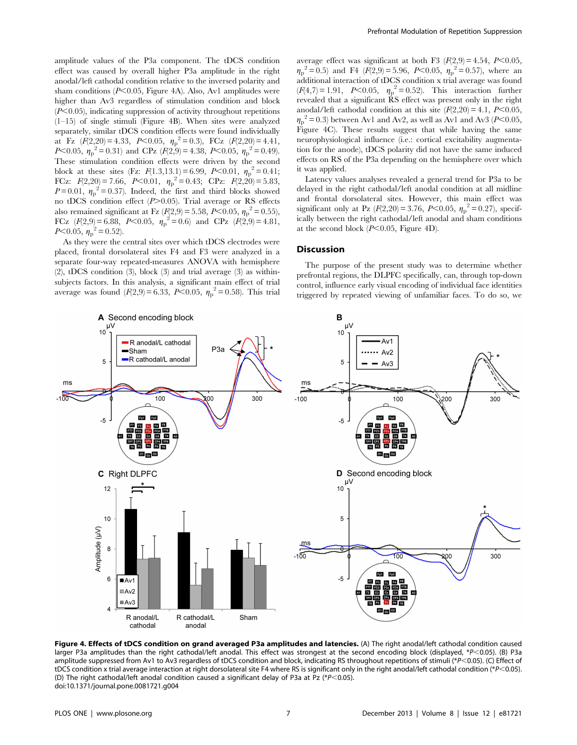amplitude values of the P3a component. The tDCS condition effect was caused by overall higher P3a amplitude in the right anodal/left cathodal condition relative to the inversed polarity and sham conditions ($P<0.05$, Figure 4A). Also, Av1 amplitudes were higher than Av3 regardless of stimulation condition and block ($P<0.05$), indicating suppression of activity throughout repetitions (1–15) of single stimuli (Figure 4B). When sites were analyzed separately, similar tDCS condition effects were found individually at Fz ($F(2,20)=4.33$, $P<0.05$, $\eta_p^2=0.3$), FCz ($F(2,20)=4.41$, $P<0.05$, $\eta_p^2=0.31$) and CPz ($F(2,9)=4.38$, $P<0.05$, $\eta_p^2=0.49$). These stimulation condition effects were driven by the second block at these sites (Fz: $F(1.3,13.1)=6.99$, $P<0.01$, $\eta_p^2=0.41$; FCz: $F(2,20)=7.66$, $P<0.01$, $\eta_p^2=0.43$; CPz: $F(2,20)=5.83$, $P=0.01$, $\eta_p^2=0.37$). Indeed, the first and third blocks showed no tDCS condition effect ($P>0.05$). Trial average or RS effects also remained significant at Fz ($F(2,9)=5.58$, $P<0.05$, $\eta_p^2=0.55$), FCz ($F(2,9)=6.88$, $P<0.05$, $\eta_p^2=0.6$) and CPz ($F(2,9)=4.81$, $P<0.05$, $\eta_p^2=0.52$).

As they were the central sites over which tDCS electrodes were placed, frontal dorsolateral sites F4 and F3 were analyzed in a separate four-way repeated-measures ANOVA with hemisphere (2), tDCS condition (3), block (3) and trial average (3) as within-subjects factors. In this analysis, a significant main effect of trial average was found ($F(2,9)=6.33$, $P<0.05$, $\eta_p^2=0.58$). This trial average effect was significant at both F3 ($F(2,9)=4.54$, $P<0.05$, $\eta_p^2=0.5$) and F4 ($F(2,9)=5.96$, $P<0.05$, $\eta_p^2=0.57$), where an additional interaction of tDCS condition x trial average was found ($F(4,7)=1.91$, $P<0.05$, $\eta_p^2=0.52$). This interaction further revealed that a significant RS effect was present only in the right anodal/left cathodal condition at this site ($F(2,20)=4.1$, $P<0.05$, $\eta_p^2=0.3$) between Av1 and Av2, as well as Av1 and Av3 ($P<0.05$, Figure 4C). These results suggest that while having the same neurophysiological influence (i.e.: cortical excitability augmentation for the anode), tDCS polarity did not have the same induced effects on RS of the P3a depending on the hemisphere over which it was applied.

Latency values analyses revealed a general trend for P3a to be delayed in the right cathodal/left anodal condition at all midline and frontal dorsolateral sites. However, this main effect was significant only at Pz ($F(2,20)=3.76$, $P<0.05$, $\eta_p^2=0.27$), specifically between the right cathodal/left anodal and sham conditions at the second block ($P<0.05$, Figure 4D).

## Discussion

The purpose of the present study was to determine whether prefrontal regions, the DLPFC specifically, can, through top-down control, influence early visual encoding of individual face identities triggered by repeated viewing of unfamiliar faces. To do so, we

**Figure 4. Effects of tDCS condition on grand averaged P3a amplitudes and latencies.** (A) The right anodal/left cathodal condition caused larger P3a amplitudes than the right cathodal/left anodal. This effect was strongest at the second encoding block (displayed, *$P<0.05$). (B) P3a amplitude suppressed from Av1 to Av3 regardless of tDCS condition and block, indicating RS throughout repetitions of stimuli (*$P<0.05$). (C) Effect of tDCS condition x trial average interaction at right dorsolateral site F4 where RS is significant only in the right anodal/left cathodal condition (*$P<0.05$). (D) The right cathodal/left anodal condition caused a significant delay of P3a at Pz (*$P<0.05$).
doi:10.1371/journal.pone.0081721.g004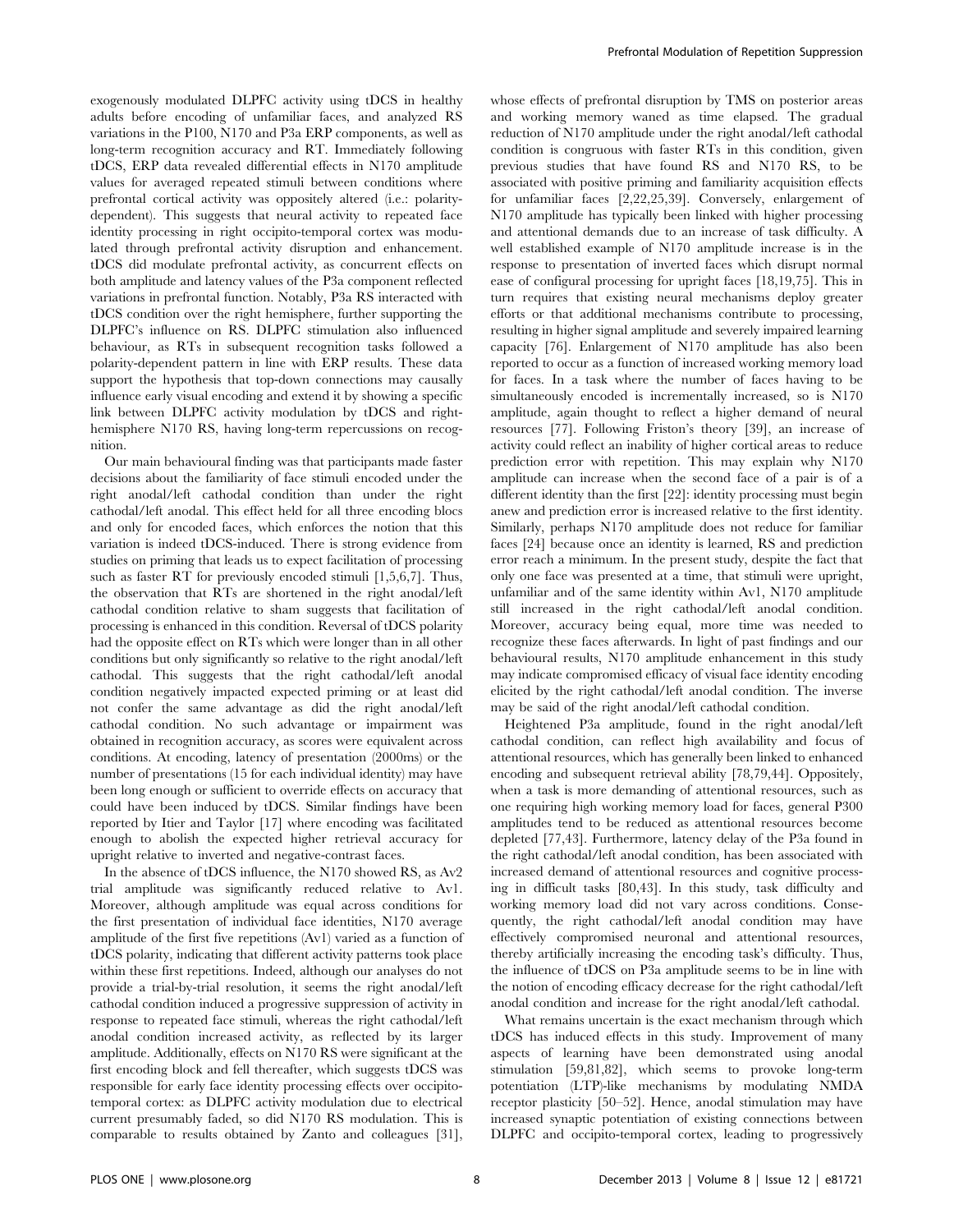exogenously modulated DLPFC activity using tDCS in healthy adults before encoding of unfamiliar faces, and analyzed RS variations in the P100, N170 and P3a ERP components, as well as long-term recognition accuracy and RT. Immediately following tDCS, ERP data revealed differential effects in N170 amplitude values for averaged repeated stimuli between conditions where prefrontal cortical activity was oppositely altered (i.e.: polarity-dependent). This suggests that neural activity to repeated face identity processing in right occipito-temporal cortex was modulated through prefrontal activity disruption and enhancement. tDCS did modulate prefrontal activity, as concurrent effects on both amplitude and latency values of the P3a component reflected variations in prefrontal function. Notably, P3a RS interacted with tDCS condition over the right hemisphere, further supporting the DLPFC's influence on RS. DLPFC stimulation also influenced behaviour, as RTs in subsequent recognition tasks followed a polarity-dependent pattern in line with ERP results. These data support the hypothesis that top-down connections may causally influence early visual encoding and extend it by showing a specific link between DLPFC activity modulation by tDCS and right-hemisphere N170 RS, having long-term repercussions on recognition.

Our main behavioural finding was that participants made faster decisions about the familiarity of face stimuli encoded under the right anodal/left cathodal condition than under the right cathodal/left anodal. This effect held for all three encoding blocs and only for encoded faces, which enforces the notion that this variation is indeed tDCS-induced. There is strong evidence from studies on priming that leads us to expect facilitation of processing such as faster RT for previously encoded stimuli [1,5,6,7]. Thus, the observation that RTs are shortened in the right anodal/left cathodal condition relative to sham suggests that facilitation of processing is enhanced in this condition. Reversal of tDCS polarity had the opposite effect on RTs which were longer than in all other conditions but only significantly so relative to the right anodal/left cathodal. This suggests that the right cathodal/left anodal condition negatively impacted expected priming or at least did not confer the same advantage as did the right anodal/left cathodal condition. No such advantage or impairment was obtained in recognition accuracy, as scores were equivalent across conditions. At encoding, latency of presentation (2000ms) or the number of presentations (15 for each individual identity) may have been long enough or sufficient to override effects on accuracy that could have been induced by tDCS. Similar findings have been reported by Itier and Taylor [17] where encoding was facilitated enough to abolish the expected higher retrieval accuracy for upright relative to inverted and negative-contrast faces.

In the absence of tDCS influence, the N170 showed RS, as Av2 trial amplitude was significantly reduced relative to Av1. Moreover, although amplitude was equal across conditions for the first presentation of individual face identities, N170 average amplitude of the first five repetitions (Av1) varied as a function of tDCS polarity, indicating that different activity patterns took place within these first repetitions. Indeed, although our analyses do not provide a trial-by-trial resolution, it seems the right anodal/left cathodal condition induced a progressive suppression of activity in response to repeated face stimuli, whereas the right cathodal/left anodal condition increased activity, as reflected by its larger amplitude. Additionally, effects on N170 RS were significant at the first encoding block and fell thereafter, which suggests tDCS was responsible for early face identity processing effects over occipito-temporal cortex: as DLPFC activity modulation due to electrical current presumably faded, so did N170 RS modulation. This is comparable to results obtained by Zanto and colleagues [31], whose effects of prefrontal disruption by TMS on posterior areas and working memory waned as time elapsed. The gradual reduction of N170 amplitude under the right anodal/left cathodal condition is congruous with faster RTs in this condition, given previous studies that have found RS and N170 RS, to be associated with positive priming and familiarity acquisition effects for unfamiliar faces [2,22,25,39]. Conversely, enlargement of N170 amplitude has typically been linked with higher processing and attentional demands due to an increase of task difficulty. A well established example of N170 amplitude increase is in the response to presentation of inverted faces which disrupt normal ease of configural processing for upright faces [18,19,75]. This in turn requires that existing neural mechanisms deploy greater efforts or that additional mechanisms contribute to processing, resulting in higher signal amplitude and severely impaired learning capacity [76]. Enlargement of N170 amplitude has also been reported to occur as a function of increased working memory load for faces. In a task where the number of faces having to be simultaneously encoded is incrementally increased, so is N170 amplitude, again thought to reflect a higher demand of neural resources [77]. Following Friston's theory [39], an increase of activity could reflect an inability of higher cortical areas to reduce prediction error with repetition. This may explain why N170 amplitude can increase when the second face of a pair is of a different identity than the first [22]: identity processing must begin anew and prediction error is increased relative to the first identity. Similarly, perhaps N170 amplitude does not reduce for familiar faces [24] because once an identity is learned, RS and prediction error reach a minimum. In the present study, despite the fact that only one face was presented at a time, that stimuli were upright, unfamiliar and of the same identity within Av1, N170 amplitude still increased in the right cathodal/left anodal condition. Moreover, accuracy being equal, more time was needed to recognize these faces afterwards. In light of past findings and our behavioural results, N170 amplitude enhancement in this study may indicate compromised efficacy of visual face identity encoding elicited by the right cathodal/left anodal condition. The inverse may be said of the right anodal/left cathodal condition.

Heightened P3a amplitude, found in the right anodal/left cathodal condition, can reflect high availability and focus of attentional resources, which has generally been linked to enhanced encoding and subsequent retrieval ability [78,79,44]. Oppositely, when a task is more demanding of attentional resources, such as one requiring high working memory load for faces, general P300 amplitudes tend to be reduced as attentional resources become depleted [77,43]. Furthermore, latency delay of the P3a found in the right cathodal/left anodal condition, has been associated with increased demand of attentional resources and cognitive processing in difficult tasks [80,43]. In this study, task difficulty and working memory load did not vary across conditions. Consequently, the right cathodal/left anodal condition may have effectively compromised neuronal and attentional resources, thereby artificially increasing the encoding task's difficulty. Thus, the influence of tDCS on P3a amplitude seems to be in line with the notion of encoding efficacy decrease for the right cathodal/left anodal condition and increase for the right anodal/left cathodal.

What remains uncertain is the exact mechanism through which tDCS has induced effects in this study. Improvement of many aspects of learning have been demonstrated using anodal stimulation [59,81,82], which seems to provoke long-term potentiation (LTP)-like mechanisms by modulating NMDA receptor plasticity [50–52]. Hence, anodal stimulation may have increased synaptic potentiation of existing connections between DLPFC and occipito-temporal cortex, leading to progressively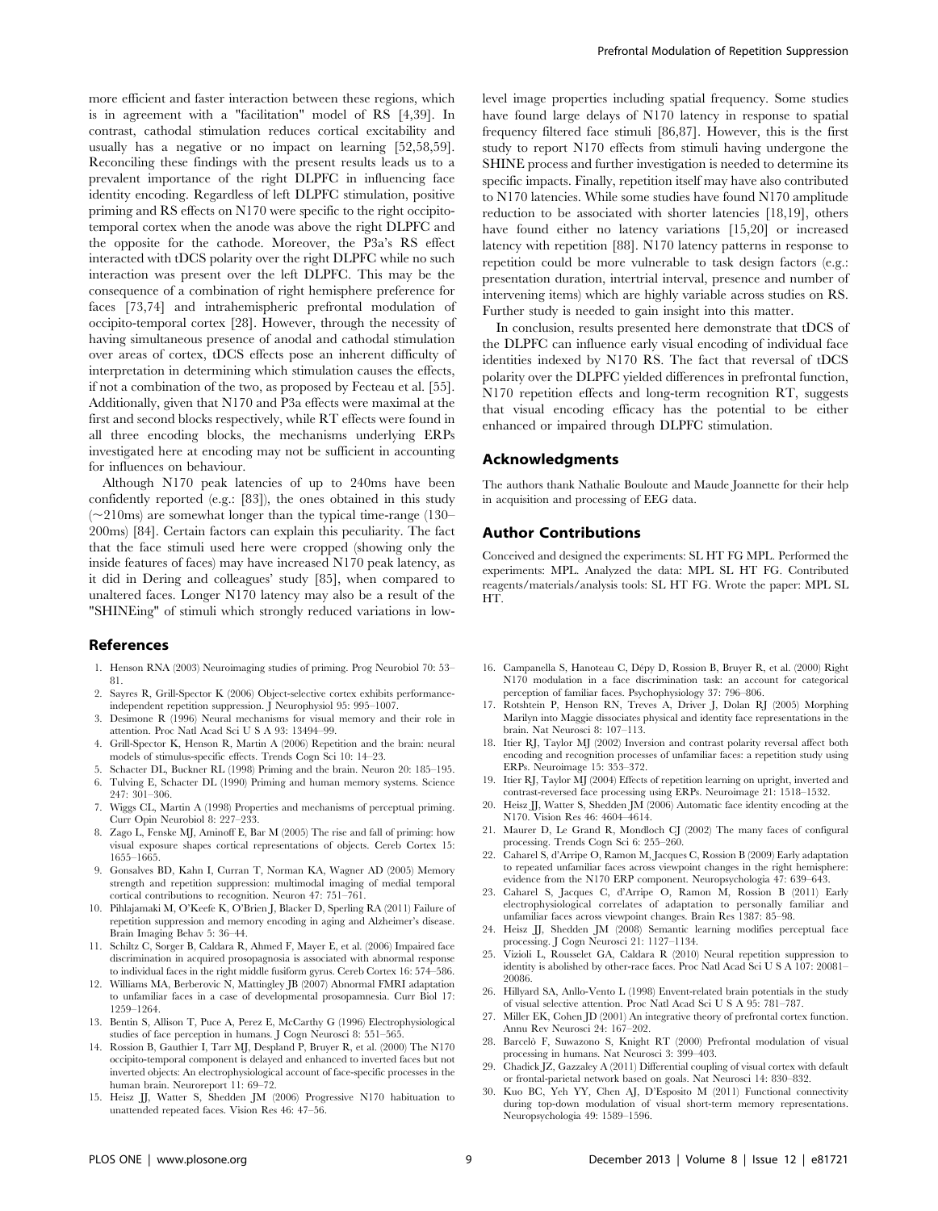more efficient and faster interaction between these regions, which is in agreement with a "facilitation" model of RS [4,39]. In contrast, cathodal stimulation reduces cortical excitability and usually has a negative or no impact on learning [52,58,59]. Reconciling these findings with the present results leads us to a prevalent importance of the right DLPFC in influencing face identity encoding. Regardless of left DLPFC stimulation, positive priming and RS effects on N170 were specific to the right occipito-temporal cortex when the anode was above the right DLPFC and the opposite for the cathode. Moreover, the P3a's RS effect interacted with tDCS polarity over the right DLPFC while no such interaction was present over the left DLPFC. This may be the consequence of a combination of right hemisphere preference for faces [73,74] and intrahemispheric prefrontal modulation of occipito-temporal cortex [28]. However, through the necessity of having simultaneous presence of anodal and cathodal stimulation over areas of cortex, tDCS effects pose an inherent difficulty of interpretation in determining which stimulation causes the effects, if not a combination of the two, as proposed by Fecteau et al. [55]. Additionally, given that N170 and P3a effects were maximal at the first and second blocks respectively, while RT effects were found in all three encoding blocks, the mechanisms underlying ERPs investigated here at encoding may not be sufficient in accounting for influences on behaviour.

Although N170 peak latencies of up to 240ms have been confidently reported (e.g.: [83]), the ones obtained in this study (~210ms) are somewhat longer than the typical time-range (130–200ms) [84]. Certain factors can explain this peculiarity. The fact that the face stimuli used here were cropped (showing only the inside features of faces) may have increased N170 peak latency, as it did in Dering and colleagues' study [85], when compared to unaltered faces. Longer N170 latency may also be a result of the "SHINEing" of stimuli which strongly reduced variations in low-level image properties including spatial frequency. Some studies have found large delays of N170 latency in response to spatial frequency filtered face stimuli [86,87]. However, this is the first study to report N170 effects from stimuli having undergone the SHINE process and further investigation is needed to determine its specific impacts. Finally, repetition itself may have also contributed to N170 latencies. While some studies have found N170 amplitude reduction to be associated with shorter latencies [18,19], others have found either no latency variations [15,20] or increased latency with repetition [88]. N170 latency patterns in response to repetition could be more vulnerable to task design factors (e.g.: presentation duration, intertrial interval, presence and number of intervening items) which are highly variable across studies on RS. Further study is needed to gain insight into this matter.

In conclusion, results presented here demonstrate that tDCS of the DLPFC can influence early visual encoding of individual face identities indexed by N170 RS. The fact that reversal of tDCS polarity over the DLPFC yielded differences in prefrontal function, N170 repetition effects and long-term recognition RT, suggests that visual encoding efficacy has the potential to be either enhanced or impaired through DLPFC stimulation.

## Acknowledgments

The authors thank Nathalie Bouloute and Maude Joannette for their help in acquisition and processing of EEG data.

## Author Contributions

Conceived and designed the experiments: SL HT FG MPL. Performed the experiments: MPL. Analyzed the data: MPL SL HT FG. Contributed reagents/materials/analysis tools: SL HT FG. Wrote the paper: MPL SL HT.

## References

1. Henson RNA (2003) Neuroimaging studies of priming. Prog Neurobiol 70: 53–81.
2. Sayres R, Grill-Spector K (2006) Object-selective cortex exhibits performance-independent repetition suppression. J Neurophysiol 95: 995–1007.
3. Desimone R (1996) Neural mechanisms for visual memory and their role in attention. Proc Natl Acad Sci U S A 93: 13494–99.
4. Grill-Spector K, Henson R, Martin A (2006) Repetition and the brain: neural models of stimulus-specific effects. Trends Cogn Sci 10: 14–23.
5. Schacter DL, Buckner RL (1998) Priming and the brain. Neuron 20: 185–195.
6. Tulving E, Schacter DL (1990) Priming and human memory systems. Science 247: 301–306.
7. Wiggs CL, Martin A (1998) Properties and mechanisms of perceptual priming. Curr Opin Neurobiol 8: 227–233.
8. Zago L, Fenske MJ, Aminoff E, Bar M (2005) The rise and fall of priming: how visual exposure shapes cortical representations of objects. Cereb Cortex 15: 1655–1665.
9. Gonsalves BD, Kahn I, Curran T, Norman KA, Wagner AD (2005) Memory strength and repetition suppression: multimodal imaging of medial temporal cortical contributions to recognition. Neuron 47: 751–761.
10. Pihlajamaki M, O'Keefe K, O'Brien J, Blacker D, Sperling RA (2011) Failure of repetition suppression and memory encoding in aging and Alzheimer's disease. Brain Imaging Behav 5: 36–44.
11. Schiltz C, Sorger B, Caldara R, Ahmed F, Mayer E, et al. (2006) Impaired face discrimination in acquired prosopagnosia is associated with abnormal response to individual faces in the right middle fusiform gyrus. Cereb Cortex 16: 574–586.
12. Williams MA, Berberovic N, Mattingley JB (2007) Abnormal FMRI adaptation to unfamiliar faces in a case of developmental prosopamnesia. Curr Biol 17: 1259–1264.
13. Bentin S, Allison T, Puce A, Perez E, McCarthy G (1996) Electrophysiological studies of face perception in humans. J Cogn Neurosci 8: 551–565.
14. Rossion B, Gauthier I, Tarr MJ, Despland P, Bruyer R, et al. (2000) The N170 occipito-temporal component is delayed and enhanced to inverted faces but not inverted objects: An electrophysiological account of face-specific processes in the human brain. Neuroreport 11: 69–72.
15. Heisz JJ, Watter S, Shedden JM (2006) Progressive N170 habituation to unattended repeated faces. Vision Res 46: 47–56.
16. Campanella S, Hanoteau C, Dépy D, Rossion B, Bruyer R, et al. (2000) Right N170 modulation in a face discrimination task: an account for categorical perception of familiar faces. Psychophysiology 37: 796–806.
17. Rotshtein P, Henson RN, Treves A, Driver J, Dolan RJ (2005) Morphing Marilyn into Maggie dissociates physical and identity face representations in the brain. Nat Neurosci 8: 107–113.
18. Itier RJ, Taylor MJ (2002) Inversion and contrast polarity reversal affect both encoding and recognition processes of unfamiliar faces: a repetition study using ERPs. Neuroimage 15: 353–372.
19. Itier RJ, Taylor MJ (2004) Effects of repetition learning on upright, inverted and contrast-reversed face processing using ERPs. Neuroimage 21: 1518–1532.
20. Heisz JJ, Watter S, Shedden JM (2006) Automatic face identity encoding at the N170. Vision Res 46: 4604–4614.
21. Maurer D, Le Grand R, Mondloch CJ (2002) The many faces of configural processing. Trends Cogn Sci 6: 255–260.
22. Caharel S, d'Arripe O, Ramon M, Jacques C, Rossion B (2009) Early adaptation to repeated unfamiliar faces across viewpoint changes in the right hemisphere: evidence from the N170 ERP component. Neuropsychologia 47: 639–643.
23. Caharel S, Jacques C, d'Arripe O, Ramon M, Rossion B (2011) Early electrophysiological correlates of adaptation to personally familiar and unfamiliar faces across viewpoint changes. Brain Res 1387: 85–98.
24. Heisz JJ, Shedden JM (2008) Semantic learning modifies perceptual face processing. J Cogn Neurosci 21: 1127–1134.
25. Vizioli L, Rousselet GA, Caldara R (2010) Neural repetition suppression to identity is abolished by other-race faces. Proc Natl Acad Sci U S A 107: 20081–20086.
26. Hillyard SA, Anllo-Vento L (1998) Envent-related brain potentials in the study of visual selective attention. Proc Natl Acad Sci U S A 95: 781–787.
27. Miller EK, Cohen JD (2001) An integrative theory of prefrontal cortex function. Annu Rev Neurosci 24: 167–202.
28. Barceló F, Suwazono S, Knight RT (2000) Prefrontal modulation of visual processing in humans. Nat Neurosci 3: 399–403.
29. Chadick JZ, Gazzaley A (2011) Differential coupling of visual cortex with default or frontal-parietal network based on goals. Nat Neurosci 14: 830–832.
30. Kuo BC, Yeh YY, Chen AJ, D'Esposito M (2011) Functional connectivity during top-down modulation of visual short-term memory representations. Neuropsychologia 49: 1589–1596.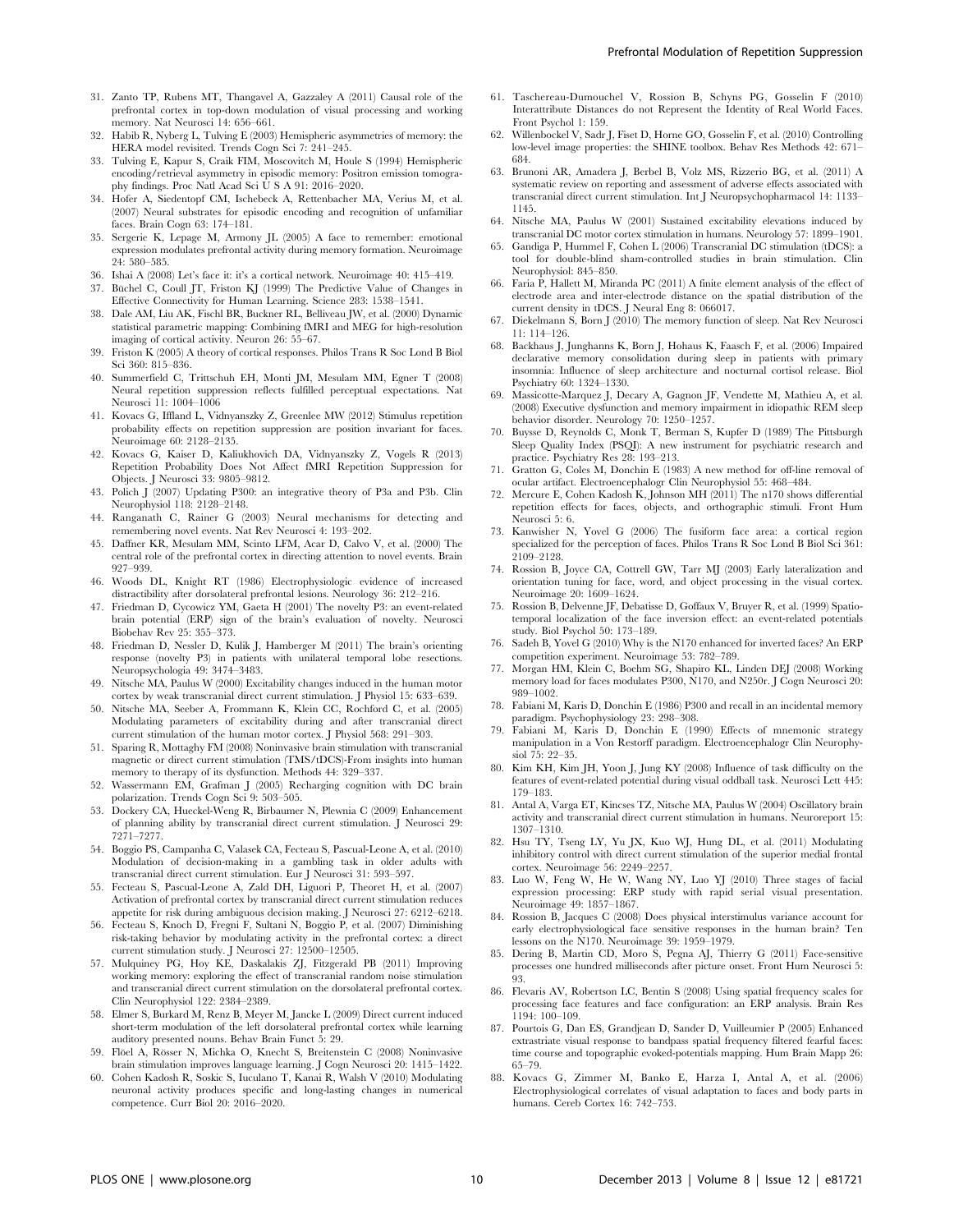31. Zanto TP, Rubens MT, Thangavel A, Gazzaley A (2011) Causal role of the prefrontal cortex in top-down modulation of visual processing and working memory. Nat Neurosci 14: 656–661.
32. Habib R, Nyberg L, Tulving E (2003) Hemispheric asymmetries of memory: the HERA model revisited. Trends Cogn Sci 7: 241–245.
33. Tulving E, Kapur S, Craik FIM, Moscovitch M, Houle S (1994) Hemispheric encoding/retrieval asymmetry in episodic memory: Positron emission tomography findings. Proc Natl Acad Sci U S A 91: 2016–2020.
34. Hofer A, Siedentopf CM, Ischebeck A, Rettenbacher MA, Verius M, et al. (2007) Neural substrates for episodic encoding and recognition of unfamiliar faces. Brain Cogn 63: 174–181.
35. Sergerie K, Lepage M, Armony JL (2005) A face to remember: emotional expression modulates prefrontal activity during memory formation. Neuroimage 24: 580–585.
36. Ishai A (2008) Let's face it: it's a cortical network. Neuroimage 40: 415–419.
37. Büchel C, Coull JT, Friston KJ (1999) The Predictive Value of Changes in Effective Connectivity for Human Learning. Science 283: 1538–1541.
38. Dale AM, Liu AK, Fischl BR, Buckner RL, Belliveau JW, et al. (2000) Dynamic statistical parametric mapping: Combining fMRI and MEG for high-resolution imaging of cortical activity. Neuron 26: 55–67.
39. Friston K (2005) A theory of cortical responses. Philos Trans R Soc Lond B Biol Sci 360: 815–836.
40. Summerfield C, Trittschuh EH, Monti JM, Mesulam MM, Egner T (2008) Neural repetition suppression reflects fulfilled perceptual expectations. Nat Neurosci 11: 1004–1006
41. Kovacs G, Iffland L, Vidnyanszky Z, Greenlee MW (2012) Stimulus repetition probability effects on repetition suppression are position invariant for faces. Neuroimage 60: 2128–2135.
42. Kovacs G, Kaiser D, Kaliukhovich DA, Vidnyanszky Z, Vogels R (2013) Repetition Probability Does Not Affect fMRI Repetition Suppression for Objects. J Neurosci 33: 9805–9812.
43. Polich J (2007) Updating P300: an integrative theory of P3a and P3b. Clin Neurophysiol 118: 2128–2148.
44. Ranganath C, Rainer G (2003) Neural mechanisms for detecting and remembering novel events. Nat Rev Neurosci 4: 193–202.
45. Daffner KR, Mesulam MM, Scinto LFM, Acar D, Calvo V, et al. (2000) The central role of the prefrontal cortex in directing attention to novel events. Brain 927–939.
46. Woods DL, Knight RT (1986) Electrophysiologic evidence of increased distractibility after dorsolateral prefrontal lesions. Neurology 36: 212–216.
47. Friedman D, Cycowicz YM, Gaeta H (2001) The novelty P3: an event-related brain potential (ERP) sign of the brain's evaluation of novelty. Neurosci Biobehav Rev 25: 355–373.
48. Friedman D, Nessler D, Kulik J, Hamberger M (2011) The brain's orienting response (novelty P3) in patients with unilateral temporal lobe resections. Neuropsychologia 49: 3474–3483.
49. Nitsche MA, Paulus W (2000) Excitability changes induced in the human motor cortex by weak transcranial direct current stimulation. J Physiol 15: 633–639.
50. Nitsche MA, Seeber A, Frommann K, Klein CC, Rochford C, et al. (2005) Modulating parameters of excitability during and after transcranial direct current stimulation of the human motor cortex. J Physiol 568: 291–303.
51. Sparing R, Mottaghy FM (2008) Noninvasive brain stimulation with transcranial magnetic or direct current stimulation (TMS/tDCS)-From insights into human memory to therapy of its dysfunction. Methods 44: 329–337.
52. Wassermann EM, Grafman J (2005) Recharging cognition with DC brain polarization. Trends Cogn Sci 9: 503–505.
53. Dockery CA, Hueckel-Weng R, Birbaumer N, Plewnia C (2009) Enhancement of planning ability by transcranial direct current stimulation. J Neurosci 29: 7271–7277.
54. Boggio PS, Campanha C, Valasek CA, Fecteau S, Pascual-Leone A, et al. (2010) Modulation of decision-making in a gambling task in older adults with transcranial direct current stimulation. Eur J Neurosci 31: 593–597.
55. Fecteau S, Pascual-Leone A, Zald DH, Liguori P, Theoret H, et al. (2007) Activation of prefrontal cortex by transcranial direct current stimulation reduces appetite for risk during ambiguous decision making. J Neurosci 27: 6212–6218.
56. Fecteau S, Knoch D, Fregni F, Sultani N, Boggio P, et al. (2007) Diminishing risk-taking behavior by modulating activity in the prefrontal cortex: a direct current stimulation study. J Neurosci 27: 12500–12505.
57. Mulquiney PG, Hoy KE, Daskalakis ZJ, Fitzgerald PB (2011) Improving working memory: exploring the effect of transcranial random noise stimulation and transcranial direct current stimulation on the dorsolateral prefrontal cortex. Clin Neurophysiol 122: 2384–2389.
58. Elmer S, Burkard M, Renz B, Meyer M, Jancke L (2009) Direct current induced short-term modulation of the left dorsolateral prefrontal cortex while learning auditory presented nouns. Behav Brain Funct 5: 29.
59. Flöel A, Rösser N, Michka O, Knecht S, Breitenstein C (2008) Noninvasive brain stimulation improves language learning. J Cogn Neurosci 20: 1415–1422.
60. Cohen Kadosh R, Soskic S, Iuculano T, Kanai R, Walsh V (2010) Modulating neuronal activity produces specific and long-lasting changes in numerical competence. Curr Biol 20: 2016–2020.
61. Taschereau-Dumouchel V, Rossion B, Schyns PG, Gosselin F (2010) Interattribute Distances do not Represent the Identity of Real World Faces. Front Psychol 1: 159.
62. Willenbockel V, Sadr J, Fiset D, Horne GO, Gosselin F, et al. (2010) Controlling low-level image properties: the SHINE toolbox. Behav Res Methods 42: 671–684.
63. Brunoni AR, Amadera J, Berbel B, Volz MS, Rizzerio BG, et al. (2011) A systematic review on reporting and assessment of adverse effects associated with transcranial direct current stimulation. Int J Neuropsychopharmacol 14: 1133–1145.
64. Nitsche MA, Paulus W (2001) Sustained excitability elevations induced by transcranial DC motor cortex stimulation in humans. Neurology 57: 1899–1901.
65. Gandiga P, Hummel F, Cohen L (2006) Transcranial DC stimulation (tDCS): a tool for double-blind sham-controlled studies in brain stimulation. Clin Neurophysiol: 845–850.
66. Faria P, Hallett M, Miranda PC (2011) A finite element analysis of the effect of electrode area and inter-electrode distance on the spatial distribution of the current density in tDCS. J Neural Eng 8: 066017.
67. Diekelmann S, Born J (2010) The memory function of sleep. Nat Rev Neurosci 11: 114–126.
68. Backhaus J, Junghanns K, Born J, Hohaus K, Faasch F, et al. (2006) Impaired declarative memory consolidation during sleep in patients with primary insomnia: Influence of sleep architecture and nocturnal cortisol release. Biol Psychiatry 60: 1324–1330.
69. Massicotte-Marquez J, Decary A, Gagnon JF, Vendette M, Mathieu A, et al. (2008) Executive dysfunction and memory impairment in idiopathic REM sleep behavior disorder. Neurology 70: 1250–1257.
70. Buysse D, Reynolds C, Monk T, Berman S, Kupfer D (1989) The Pittsburgh Sleep Quality Index (PSQI): A new instrument for psychiatric research and practice. Psychiatry Res 28: 193–213.
71. Gratton G, Coles M, Donchin E (1983) A new method for off-line removal of ocular artifact. Electroencephalogr Clin Neurophysiol 55: 468–484.
72. Mercure E, Cohen Kadosh K, Johnson MH (2011) The n170 shows differential repetition effects for faces, objects, and orthographic stimuli. Front Hum Neurosci 5: 6.
73. Kanwisher N, Yovel G (2006) The fusiform face area: a cortical region specialized for the perception of faces. Philos Trans R Soc Lond B Biol Sci 361: 2109–2128.
74. Rossion B, Joyce CA, Cottrell GW, Tarr MJ (2003) Early lateralization and orientation tuning for face, word, and object processing in the visual cortex. Neuroimage 20: 1609–1624.
75. Rossion B, Delvenne JF, Debatisse D, Goffaux V, Bruyer R, et al. (1999) Spatio-temporal localization of the face inversion effect: an event-related potentials study. Biol Psychol 50: 173–189.
76. Sadeh B, Yovel G (2010) Why is the N170 enhanced for inverted faces? An ERP competition experiment. Neuroimage 53: 782–789.
77. Morgan HM, Klein C, Boehm SG, Shapiro KL, Linden DEJ (2008) Working memory load for faces modulates P300, N170, and N250r. J Cogn Neurosci 20: 989–1002.
78. Fabiani M, Karis D, Donchin E (1986) P300 and recall in an incidental memory paradigm. Psychophysiology 23: 298–308.
79. Fabiani M, Karis D, Donchin E (1990) Effects of mnemonic strategy manipulation in a Von Restorff paradigm. Electroencephalogr Clin Neurophysiol 75: 22–35.
80. Kim KH, Kim JH, Yoon J, Jung KY (2008) Influence of task difficulty on the features of event-related potential during visual oddball task. Neurosci Lett 445: 179–183.
81. Antal A, Varga ET, Kincses TZ, Nitsche MA, Paulus W (2004) Oscillatory brain activity and transcranial direct current stimulation in humans. Neuroreport 15: 1307–1310.
82. Hsu TY, Tseng LY, Yu JX, Kuo WJ, Hung DL, et al. (2011) Modulating inhibitory control with direct current stimulation of the superior medial frontal cortex. Neuroimage 56: 2249–2257.
83. Luo W, Feng W, He W, Wang NY, Luo YJ (2010) Three stages of facial expression processing: ERP study with rapid serial visual presentation. Neuroimage 49: 1857–1867.
84. Rossion B, Jacques C (2008) Does physical interstimulus variance account for early electrophysiological face sensitive responses in the human brain? Ten lessons on the N170. Neuroimage 39: 1959–1979.
85. Dering B, Martin CD, Moro S, Pegna AJ, Thierry G (2011) Face-sensitive processes one hundred milliseconds after picture onset. Front Hum Neurosci 5: 93.
86. Flevaris AV, Robertson LC, Bentin S (2008) Using spatial frequency scales for processing face features and face configuration: an ERP analysis. Brain Res 1194: 100–109.
87. Pourtois G, Dan ES, Grandjean D, Sander D, Vuilleumier P (2005) Enhanced extrastriate visual response to bandpass spatial frequency filtered fearful faces: time course and topographic evoked-potentials mapping. Hum Brain Mapp 26: 65–79.
88. Kovacs G, Zimmer M, Banko E, Harza I, Antal A, et al. (2006) Electrophysiological correlates of visual adaptation to faces and body parts in humans. Cereb Cortex 16: 742–753.